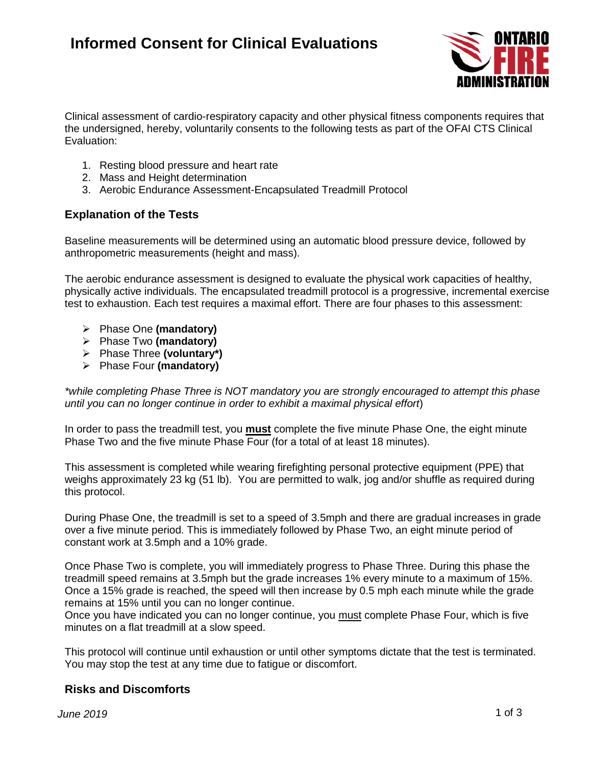# Informed Consent for Clinical Evaluations

Clinical assessment of cardio-respiratory capacity and other physical fitness components requires that the undersigned, hereby, voluntarily consents to the following tests as part of the OFAI CTS Clinical Evaluation:

1. Resting blood pressure and heart rate
2. Mass and Height determination
3. Aerobic Endurance Assessment-Encapsulated Treadmill Protocol

## Explanation of the Tests

Baseline measurements will be determined using an automatic blood pressure device, followed by anthropometric measurements (height and mass).

The aerobic endurance assessment is designed to evaluate the physical work capacities of healthy, physically active individuals. The encapsulated treadmill protocol is a progressive, incremental exercise test to exhaustion. Each test requires a maximal effort. There are four phases to this assessment:

- Phase One **(mandatory)**
- Phase Two **(mandatory)**
- Phase Three **(voluntary*)**
- Phase Four **(mandatory)**

*\*while completing Phase Three is NOT mandatory you are strongly encouraged to attempt this phase until you can no longer continue in order to exhibit a maximal physical effort*)

In order to pass the treadmill test, you **must** complete the five minute Phase One, the eight minute Phase Two and the five minute Phase Four (for a total of at least 18 minutes).

This assessment is completed while wearing firefighting personal protective equipment (PPE) that weighs approximately 23 kg (51 lb). You are permitted to walk, jog and/or shuffle as required during this protocol.

During Phase One, the treadmill is set to a speed of 3.5mph and there are gradual increases in grade over a five minute period. This is immediately followed by Phase Two, an eight minute period of constant work at 3.5mph and a 10% grade.

Once Phase Two is complete, you will immediately progress to Phase Three. During this phase the treadmill speed remains at 3.5mph but the grade increases 1% every minute to a maximum of 15%. Once a 15% grade is reached, the speed will then increase by 0.5 mph each minute while the grade remains at 15% until you can no longer continue.
Once you have indicated you can no longer continue, you must complete Phase Four, which is five minutes on a flat treadmill at a slow speed.

This protocol will continue until exhaustion or until other symptoms dictate that the test is terminated. You may stop the test at any time due to fatigue or discomfort.

## Risks and Discomforts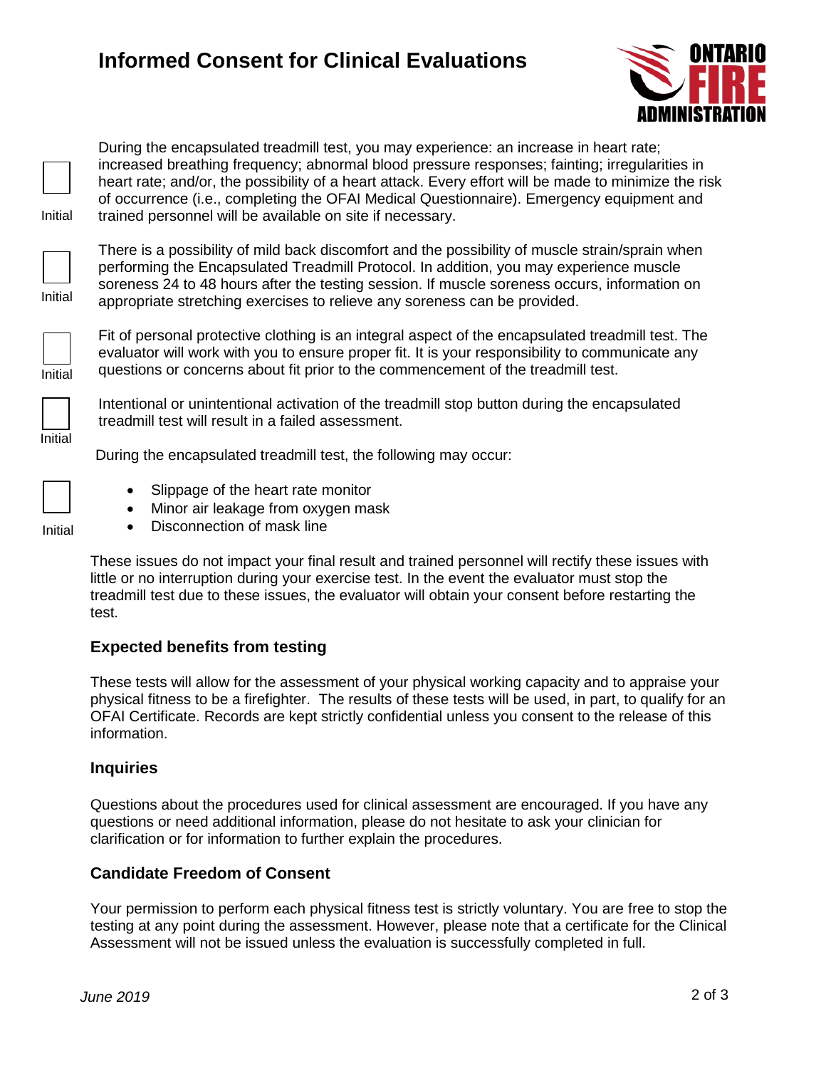# Informed Consent for Clinical Evaluations

☐ Initial — During the encapsulated treadmill test, you may experience: an increase in heart rate; increased breathing frequency; abnormal blood pressure responses; fainting; irregularities in heart rate; and/or, the possibility of a heart attack. Every effort will be made to minimize the risk of occurrence (i.e., completing the OFAI Medical Questionnaire). Emergency equipment and trained personnel will be available on site if necessary.

☐ Initial — There is a possibility of mild back discomfort and the possibility of muscle strain/sprain when performing the Encapsulated Treadmill Protocol. In addition, you may experience muscle soreness 24 to 48 hours after the testing session. If muscle soreness occurs, information on appropriate stretching exercises to relieve any soreness can be provided.

☐ Initial — Fit of personal protective clothing is an integral aspect of the encapsulated treadmill test. The evaluator will work with you to ensure proper fit. It is your responsibility to communicate any questions or concerns about fit prior to the commencement of the treadmill test.

☐ Initial — Intentional or unintentional activation of the treadmill stop button during the encapsulated treadmill test will result in a failed assessment.

During the encapsulated treadmill test, the following may occur:

☐ Initial

- Slippage of the heart rate monitor
- Minor air leakage from oxygen mask
- Disconnection of mask line

These issues do not impact your final result and trained personnel will rectify these issues with little or no interruption during your exercise test. In the event the evaluator must stop the treadmill test due to these issues, the evaluator will obtain your consent before restarting the test.

## Expected benefits from testing

These tests will allow for the assessment of your physical working capacity and to appraise your physical fitness to be a firefighter. The results of these tests will be used, in part, to qualify for an OFAI Certificate. Records are kept strictly confidential unless you consent to the release of this information.

## Inquiries

Questions about the procedures used for clinical assessment are encouraged. If you have any questions or need additional information, please do not hesitate to ask your clinician for clarification or for information to further explain the procedures.

## Candidate Freedom of Consent

Your permission to perform each physical fitness test is strictly voluntary. You are free to stop the testing at any point during the assessment. However, please note that a certificate for the Clinical Assessment will not be issued unless the evaluation is successfully completed in full.

*June 2019*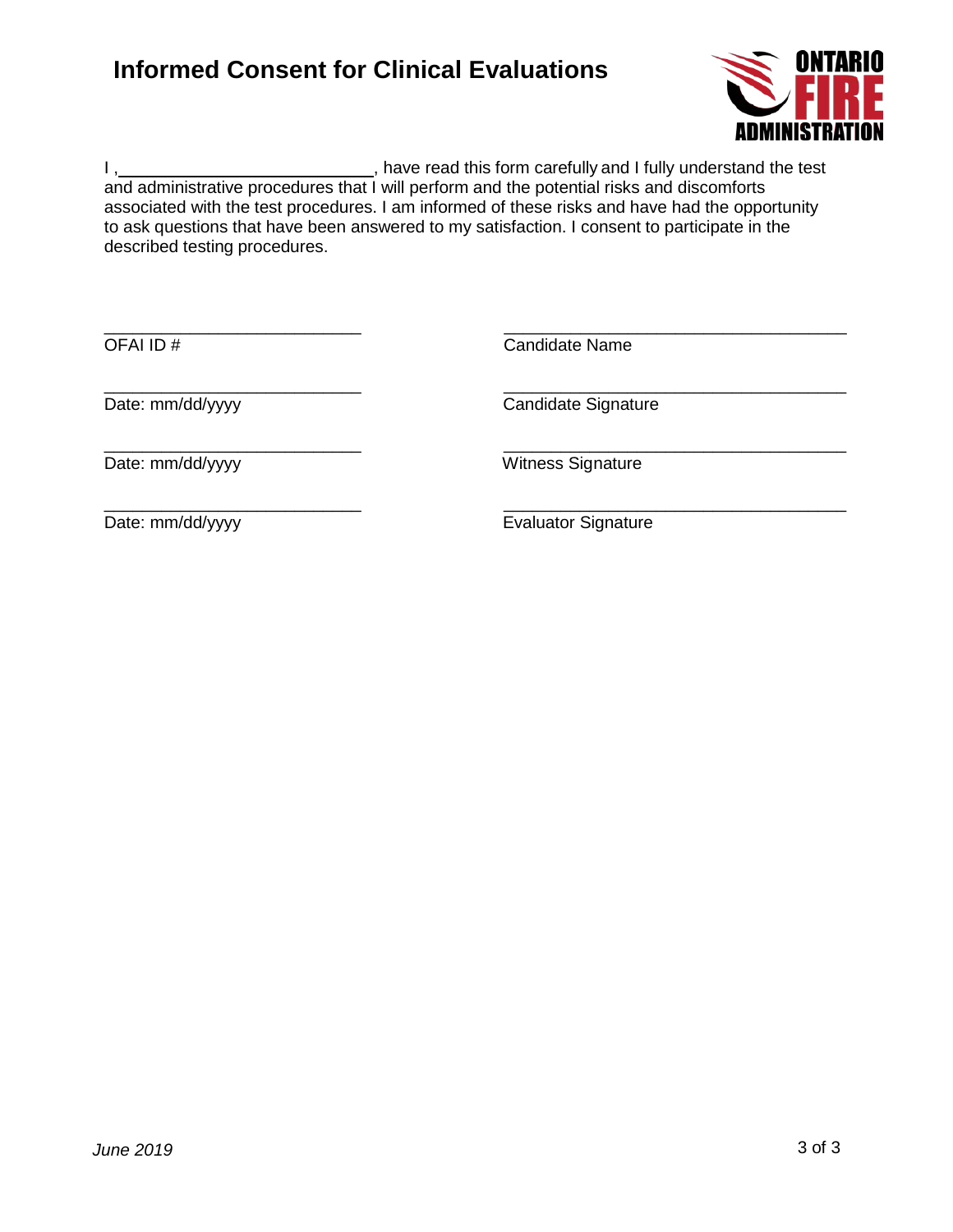# Informed Consent for Clinical Evaluations

I ,\_\_\_\_\_\_\_\_\_\_\_\_\_\_\_\_\_\_\_\_\_\_\_\_\_\_\_\_, have read this form carefully and I fully understand the test and administrative procedures that I will perform and the potential risks and discomforts associated with the test procedures. I am informed of these risks and have had the opportunity to ask questions that have been answered to my satisfaction. I consent to participate in the described testing procedures.

| | |
|---|---|
| \_\_\_\_\_\_\_\_\_\_\_\_\_\_\_\_\_\_\_\_\_\_\_\_\_\_\_\_ | \_\_\_\_\_\_\_\_\_\_\_\_\_\_\_\_\_\_\_\_\_\_\_\_\_\_\_\_\_\_\_\_\_\_\_\_\_\_ |
| OFAI ID # | Candidate Name |
| \_\_\_\_\_\_\_\_\_\_\_\_\_\_\_\_\_\_\_\_\_\_\_\_\_\_\_\_ | \_\_\_\_\_\_\_\_\_\_\_\_\_\_\_\_\_\_\_\_\_\_\_\_\_\_\_\_\_\_\_\_\_\_\_\_\_\_ |
| Date: mm/dd/yyyy | Candidate Signature |
| \_\_\_\_\_\_\_\_\_\_\_\_\_\_\_\_\_\_\_\_\_\_\_\_\_\_\_\_ | \_\_\_\_\_\_\_\_\_\_\_\_\_\_\_\_\_\_\_\_\_\_\_\_\_\_\_\_\_\_\_\_\_\_\_\_\_\_ |
| Date: mm/dd/yyyy | Witness Signature |
| \_\_\_\_\_\_\_\_\_\_\_\_\_\_\_\_\_\_\_\_\_\_\_\_\_\_\_\_ | \_\_\_\_\_\_\_\_\_\_\_\_\_\_\_\_\_\_\_\_\_\_\_\_\_\_\_\_\_\_\_\_\_\_\_\_\_\_ |
| Date: mm/dd/yyyy | Evaluator Signature |

*June 2019*